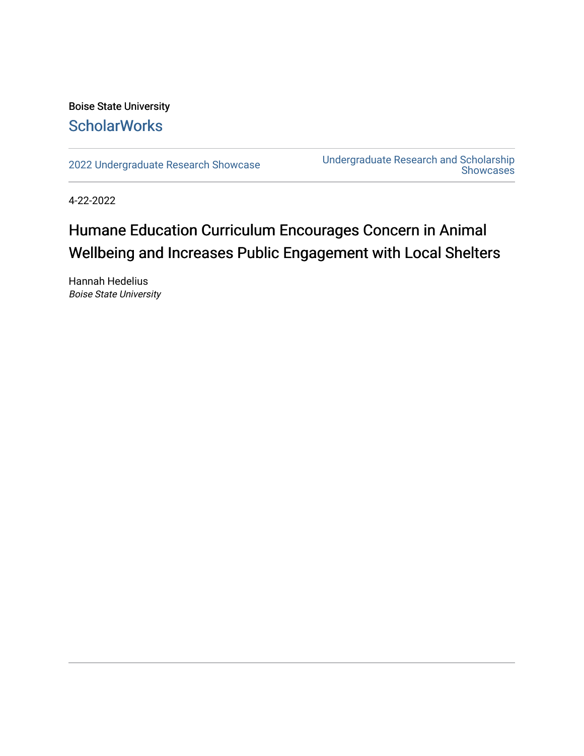Boise State University

ScholarWorks

2022 Undergraduate Research Showcase

Undergraduate Research and Scholarship Showcases

4-22-2022

# Humane Education Curriculum Encourages Concern in Animal Wellbeing and Increases Public Engagement with Local Shelters

Hannah Hedelius
*Boise State University*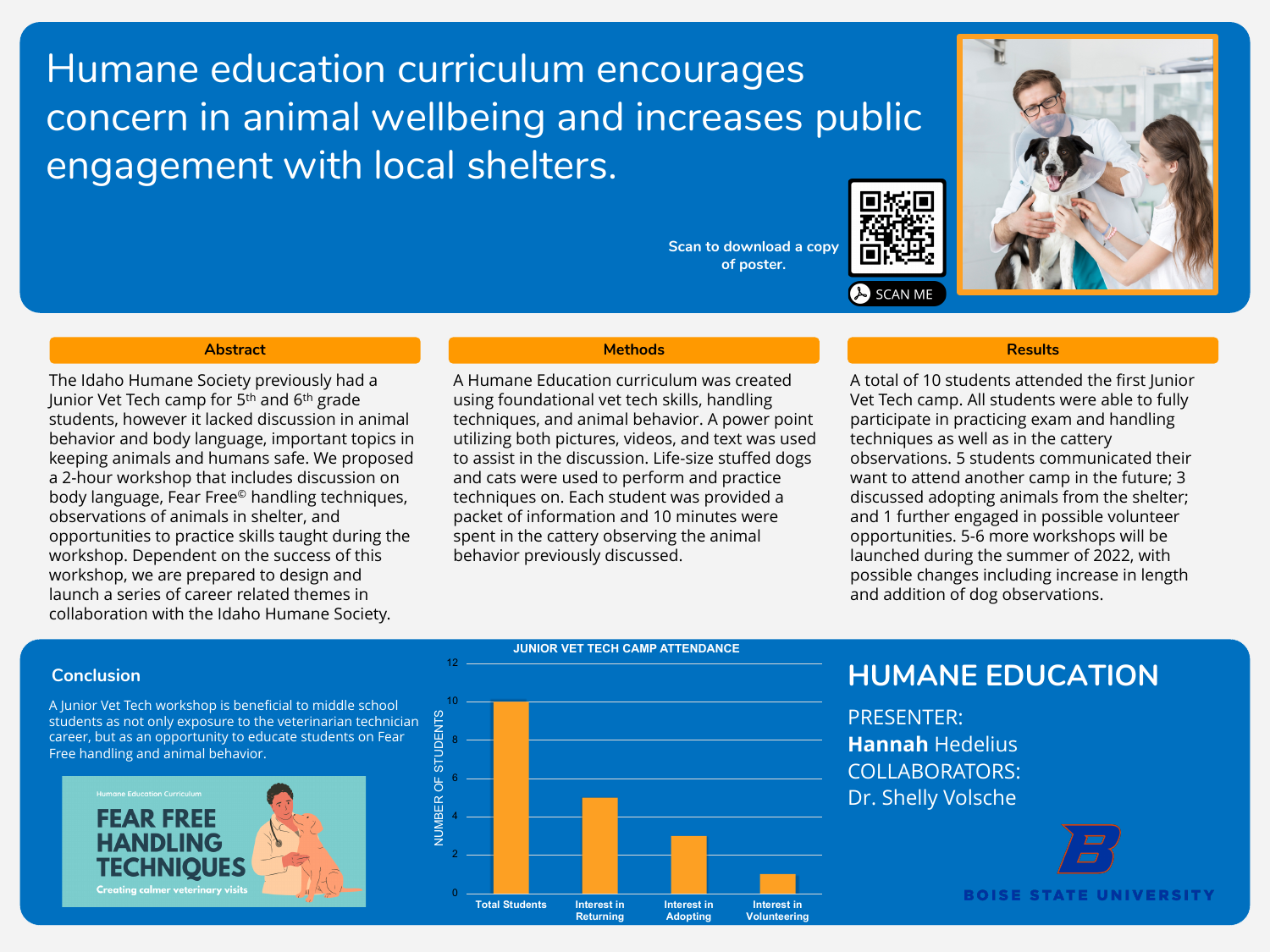# Humane education curriculum encourages concern in animal wellbeing and increases public engagement with local shelters.

Scan to download a copy of poster.

SCAN ME

## Abstract

The Idaho Humane Society previously had a Junior Vet Tech camp for 5th and 6th grade students, however it lacked discussion in animal behavior and body language, important topics in keeping animals and humans safe. We proposed a 2-hour workshop that includes discussion on body language, Fear Free© handling techniques, observations of animals in shelter, and opportunities to practice skills taught during the workshop. Dependent on the success of this workshop, we are prepared to design and launch a series of career related themes in collaboration with the Idaho Humane Society.

## Methods

A Humane Education curriculum was created using foundational vet tech skills, handling techniques, and animal behavior. A power point utilizing both pictures, videos, and text was used to assist in the discussion. Life-size stuffed dogs and cats were used to perform and practice techniques on. Each student was provided a packet of information and 10 minutes were spent in the cattery observing the animal behavior previously discussed.

## Results

A total of 10 students attended the first Junior Vet Tech camp. All students were able to fully participate in practicing exam and handling techniques as well as in the cattery observations. 5 students communicated their want to attend another camp in the future; 3 discussed adopting animals from the shelter; and 1 further engaged in possible volunteer opportunities. 5-6 more workshops will be launched during the summer of 2022, with possible changes including increase in length and addition of dog observations.

## Conclusion

A Junior Vet Tech workshop is beneficial to middle school students as not only exposure to the veterinarian technician career, but as an opportunity to educate students on Fear Free handling and animal behavior.

Humane Education Curriculum

FEAR FREE HANDLING TECHNIQUES

Creating calmer veterinary visits

JUNIOR VET TECH CAMP ATTENDANCE

NUMBER OF STUDENTS

0
2
4
6
8
10
12

Total Students
Interest in Returning
Interest in Adopting
Interest in Volunteering

## HUMANE EDUCATION

PRESENTER:

**Hannah** Hedelius

COLLABORATORS:

Dr. Shelly Volsche

BOISE STATE UNIVERSITY